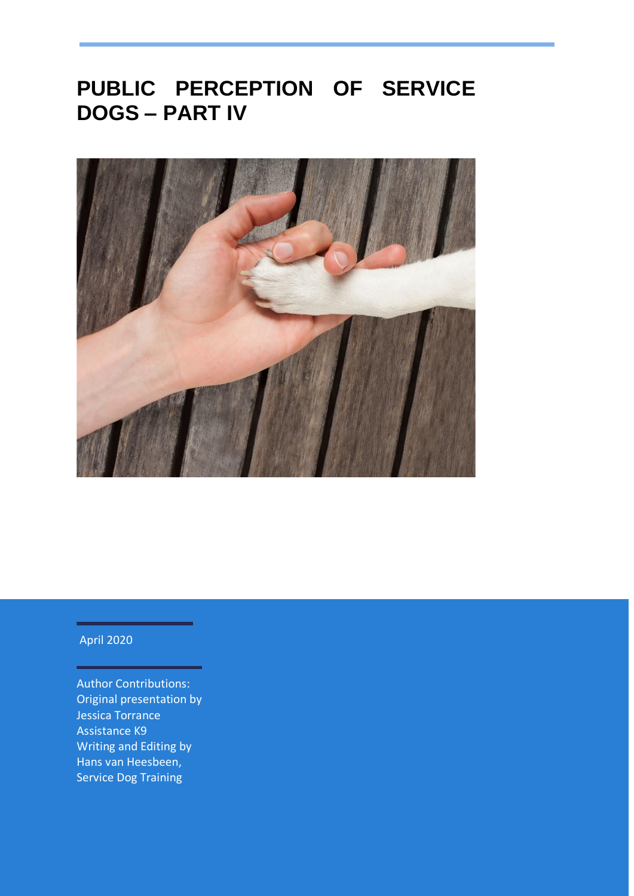# PUBLIC PERCEPTION OF SERVICE DOGS – PART IV

April 2020

Author Contributions:
Original presentation by Jessica Torrance
Assistance K9
Writing and Editing by Hans van Heesbeen,
Service Dog Training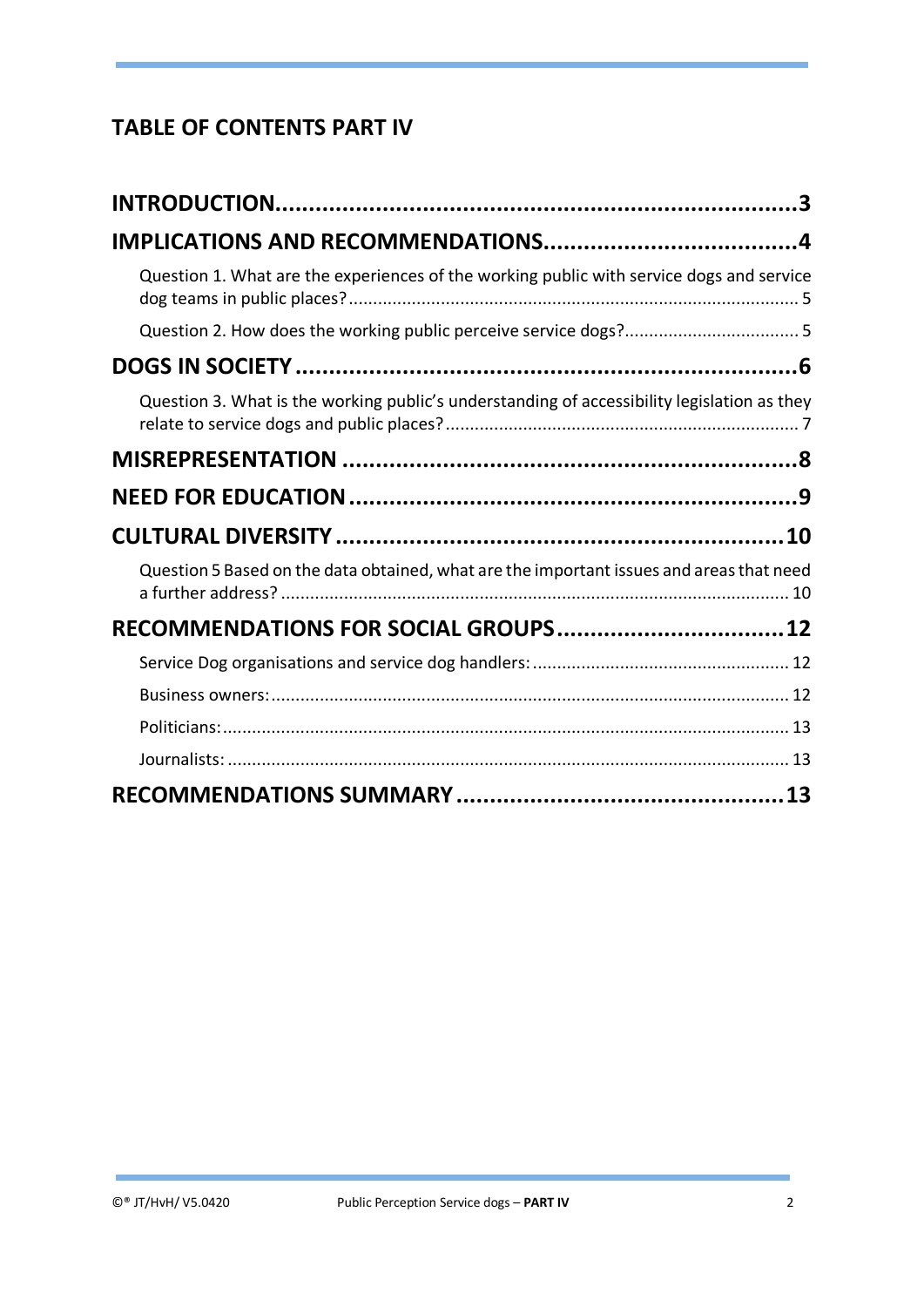## TABLE OF CONTENTS PART IV

**INTRODUCTION** .......... 3

**IMPLICATIONS AND RECOMMENDATIONS** .......... 4

- Question 1. What are the experiences of the working public with service dogs and service dog teams in public places? .......... 5
- Question 2. How does the working public perceive service dogs? .......... 5

**DOGS IN SOCIETY** .......... 6

- Question 3. What is the working public's understanding of accessibility legislation as they relate to service dogs and public places? .......... 7

**MISREPRESENTATION** .......... 8

**NEED FOR EDUCATION** .......... 9

**CULTURAL DIVERSITY** .......... 10

- Question 5 Based on the data obtained, what are the important issues and areas that need a further address? .......... 10

**RECOMMENDATIONS FOR SOCIAL GROUPS** .......... 12

- Service Dog organisations and service dog handlers: .......... 12
- Business owners: .......... 12
- Politicians: .......... 13
- Journalists: .......... 13

**RECOMMENDATIONS SUMMARY** .......... 13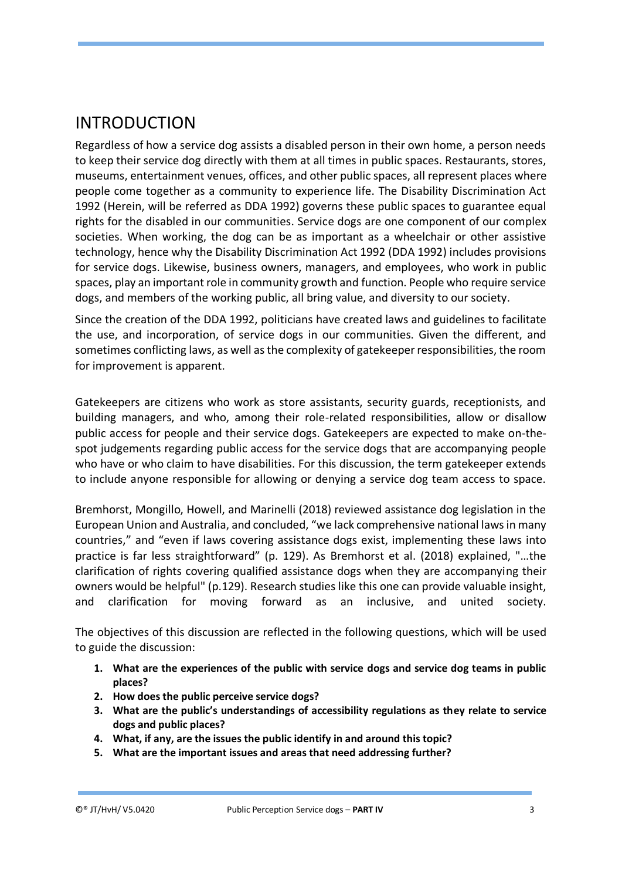# INTRODUCTION

Regardless of how a service dog assists a disabled person in their own home, a person needs to keep their service dog directly with them at all times in public spaces. Restaurants, stores, museums, entertainment venues, offices, and other public spaces, all represent places where people come together as a community to experience life. The Disability Discrimination Act 1992 (Herein, will be referred as DDA 1992) governs these public spaces to guarantee equal rights for the disabled in our communities. Service dogs are one component of our complex societies. When working, the dog can be as important as a wheelchair or other assistive technology, hence why the Disability Discrimination Act 1992 (DDA 1992) includes provisions for service dogs. Likewise, business owners, managers, and employees, who work in public spaces, play an important role in community growth and function. People who require service dogs, and members of the working public, all bring value, and diversity to our society.

Since the creation of the DDA 1992, politicians have created laws and guidelines to facilitate the use, and incorporation, of service dogs in our communities. Given the different, and sometimes conflicting laws, as well as the complexity of gatekeeper responsibilities, the room for improvement is apparent.

Gatekeepers are citizens who work as store assistants, security guards, receptionists, and building managers, and who, among their role-related responsibilities, allow or disallow public access for people and their service dogs. Gatekeepers are expected to make on-the-spot judgements regarding public access for the service dogs that are accompanying people who have or who claim to have disabilities. For this discussion, the term gatekeeper extends to include anyone responsible for allowing or denying a service dog team access to space.

Bremhorst, Mongillo, Howell, and Marinelli (2018) reviewed assistance dog legislation in the European Union and Australia, and concluded, "we lack comprehensive national laws in many countries," and "even if laws covering assistance dogs exist, implementing these laws into practice is far less straightforward" (p. 129). As Bremhorst et al. (2018) explained, "…the clarification of rights covering qualified assistance dogs when they are accompanying their owners would be helpful" (p.129). Research studies like this one can provide valuable insight, and clarification for moving forward as an inclusive, and united society.

The objectives of this discussion are reflected in the following questions, which will be used to guide the discussion:

1. **What are the experiences of the public with service dogs and service dog teams in public places?**
2. **How does the public perceive service dogs?**
3. **What are the public's understandings of accessibility regulations as they relate to service dogs and public places?**
4. **What, if any, are the issues the public identify in and around this topic?**
5. **What are the important issues and areas that need addressing further?**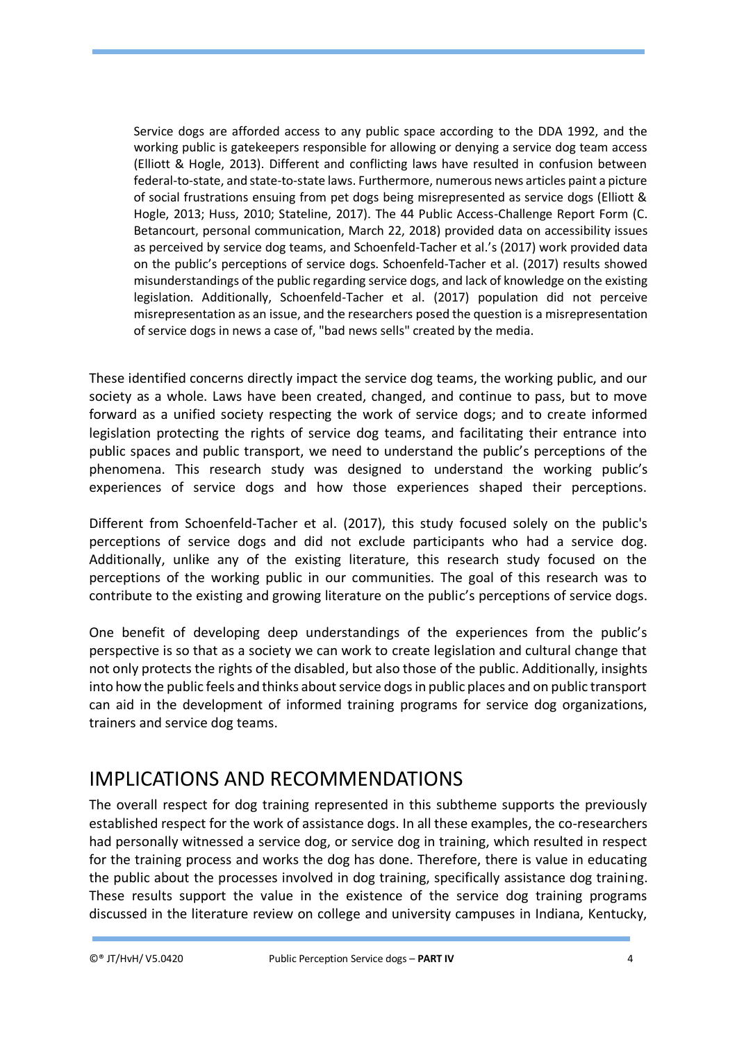> Service dogs are afforded access to any public space according to the DDA 1992, and the working public is gatekeepers responsible for allowing or denying a service dog team access (Elliott & Hogle, 2013). Different and conflicting laws have resulted in confusion between federal-to-state, and state-to-state laws. Furthermore, numerous news articles paint a picture of social frustrations ensuing from pet dogs being misrepresented as service dogs (Elliott & Hogle, 2013; Huss, 2010; Stateline, 2017). The 44 Public Access-Challenge Report Form (C. Betancourt, personal communication, March 22, 2018) provided data on accessibility issues as perceived by service dog teams, and Schoenfeld-Tacher et al.'s (2017) work provided data on the public's perceptions of service dogs. Schoenfeld-Tacher et al. (2017) results showed misunderstandings of the public regarding service dogs, and lack of knowledge on the existing legislation. Additionally, Schoenfeld-Tacher et al. (2017) population did not perceive misrepresentation as an issue, and the researchers posed the question is a misrepresentation of service dogs in news a case of, "bad news sells" created by the media.

These identified concerns directly impact the service dog teams, the working public, and our society as a whole. Laws have been created, changed, and continue to pass, but to move forward as a unified society respecting the work of service dogs; and to create informed legislation protecting the rights of service dog teams, and facilitating their entrance into public spaces and public transport, we need to understand the public's perceptions of the phenomena. This research study was designed to understand the working public's experiences of service dogs and how those experiences shaped their perceptions.

Different from Schoenfeld-Tacher et al. (2017), this study focused solely on the public's perceptions of service dogs and did not exclude participants who had a service dog. Additionally, unlike any of the existing literature, this research study focused on the perceptions of the working public in our communities. The goal of this research was to contribute to the existing and growing literature on the public's perceptions of service dogs.

One benefit of developing deep understandings of the experiences from the public's perspective is so that as a society we can work to create legislation and cultural change that not only protects the rights of the disabled, but also those of the public. Additionally, insights into how the public feels and thinks about service dogs in public places and on public transport can aid in the development of informed training programs for service dog organizations, trainers and service dog teams.

## IMPLICATIONS AND RECOMMENDATIONS

The overall respect for dog training represented in this subtheme supports the previously established respect for the work of assistance dogs. In all these examples, the co-researchers had personally witnessed a service dog, or service dog in training, which resulted in respect for the training process and works the dog has done. Therefore, there is value in educating the public about the processes involved in dog training, specifically assistance dog training. These results support the value in the existence of the service dog training programs discussed in the literature review on college and university campuses in Indiana, Kentucky,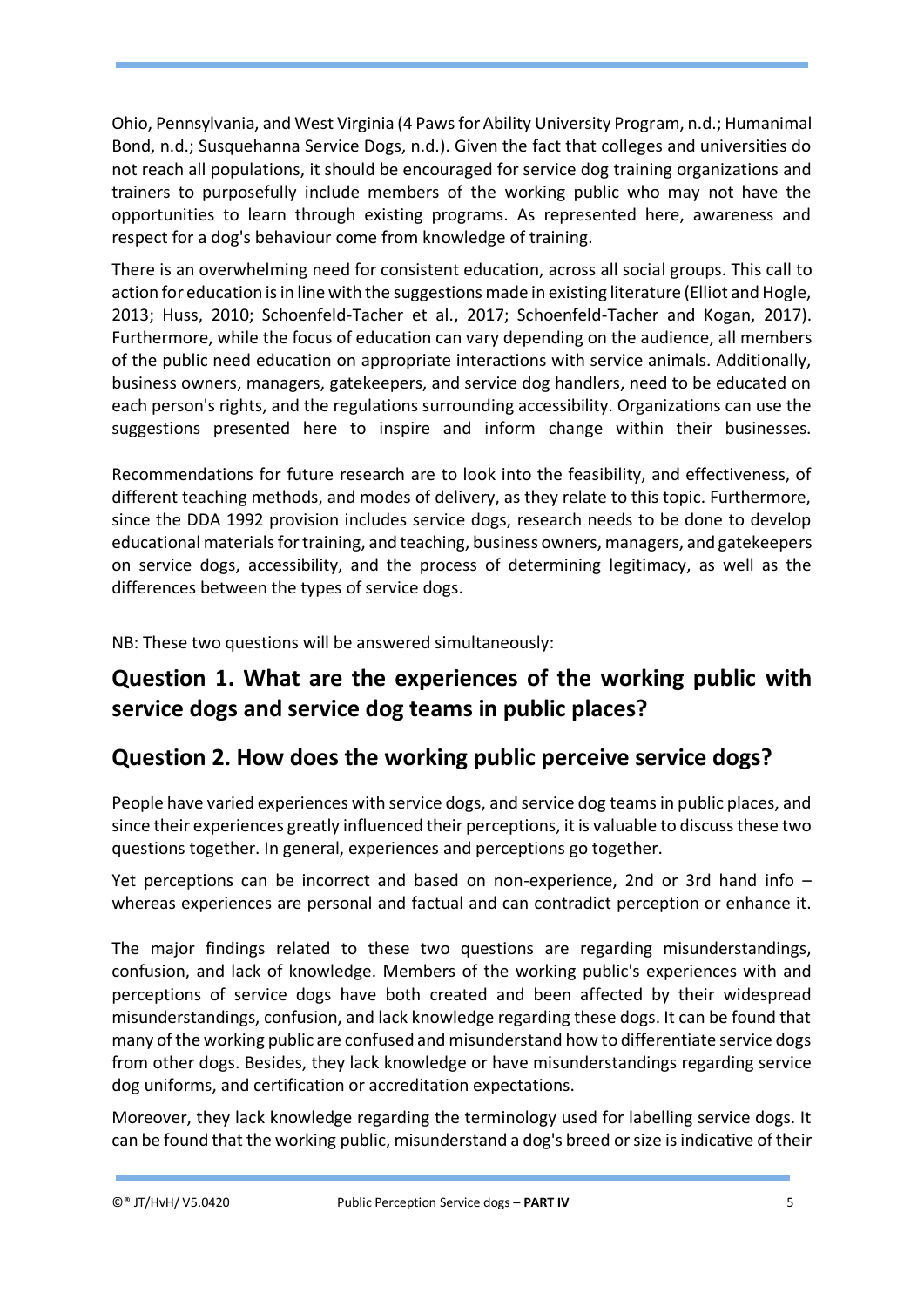Ohio, Pennsylvania, and West Virginia (4 Paws for Ability University Program, n.d.; Humanimal Bond, n.d.; Susquehanna Service Dogs, n.d.). Given the fact that colleges and universities do not reach all populations, it should be encouraged for service dog training organizations and trainers to purposefully include members of the working public who may not have the opportunities to learn through existing programs. As represented here, awareness and respect for a dog's behaviour come from knowledge of training.

There is an overwhelming need for consistent education, across all social groups. This call to action for education is in line with the suggestions made in existing literature (Elliot and Hogle, 2013; Huss, 2010; Schoenfeld-Tacher et al., 2017; Schoenfeld-Tacher and Kogan, 2017). Furthermore, while the focus of education can vary depending on the audience, all members of the public need education on appropriate interactions with service animals. Additionally, business owners, managers, gatekeepers, and service dog handlers, need to be educated on each person's rights, and the regulations surrounding accessibility. Organizations can use the suggestions presented here to inspire and inform change within their businesses.

Recommendations for future research are to look into the feasibility, and effectiveness, of different teaching methods, and modes of delivery, as they relate to this topic. Furthermore, since the DDA 1992 provision includes service dogs, research needs to be done to develop educational materials for training, and teaching, business owners, managers, and gatekeepers on service dogs, accessibility, and the process of determining legitimacy, as well as the differences between the types of service dogs.

NB: These two questions will be answered simultaneously:

## Question 1. What are the experiences of the working public with service dogs and service dog teams in public places?

## Question 2. How does the working public perceive service dogs?

People have varied experiences with service dogs, and service dog teams in public places, and since their experiences greatly influenced their perceptions, it is valuable to discuss these two questions together. In general, experiences and perceptions go together.

Yet perceptions can be incorrect and based on non-experience, 2nd or 3rd hand info – whereas experiences are personal and factual and can contradict perception or enhance it.

The major findings related to these two questions are regarding misunderstandings, confusion, and lack of knowledge. Members of the working public's experiences with and perceptions of service dogs have both created and been affected by their widespread misunderstandings, confusion, and lack knowledge regarding these dogs. It can be found that many of the working public are confused and misunderstand how to differentiate service dogs from other dogs. Besides, they lack knowledge or have misunderstandings regarding service dog uniforms, and certification or accreditation expectations.

Moreover, they lack knowledge regarding the terminology used for labelling service dogs. It can be found that the working public, misunderstand a dog's breed or size is indicative of their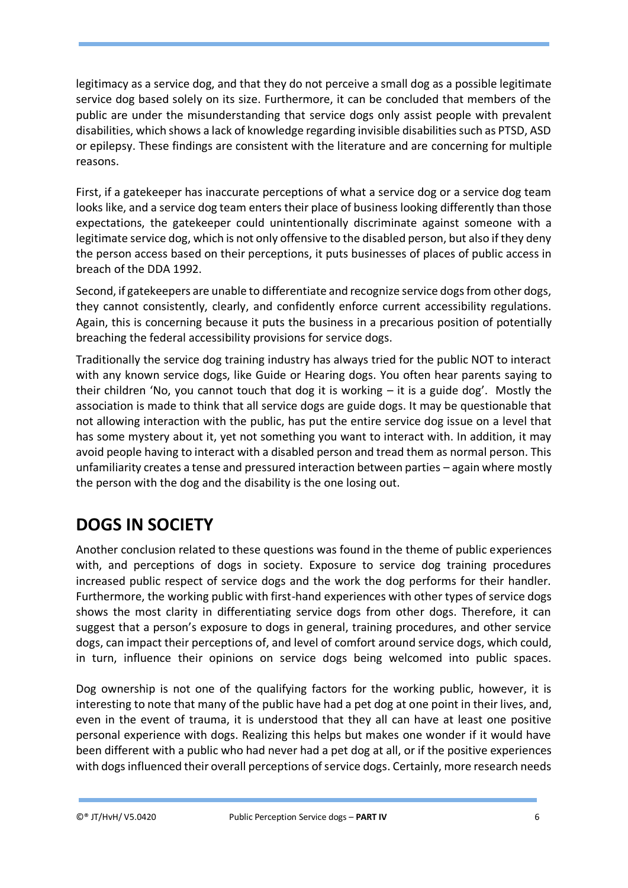legitimacy as a service dog, and that they do not perceive a small dog as a possible legitimate service dog based solely on its size. Furthermore, it can be concluded that members of the public are under the misunderstanding that service dogs only assist people with prevalent disabilities, which shows a lack of knowledge regarding invisible disabilities such as PTSD, ASD or epilepsy. These findings are consistent with the literature and are concerning for multiple reasons.

First, if a gatekeeper has inaccurate perceptions of what a service dog or a service dog team looks like, and a service dog team enters their place of business looking differently than those expectations, the gatekeeper could unintentionally discriminate against someone with a legitimate service dog, which is not only offensive to the disabled person, but also if they deny the person access based on their perceptions, it puts businesses of places of public access in breach of the DDA 1992.

Second, if gatekeepers are unable to differentiate and recognize service dogs from other dogs, they cannot consistently, clearly, and confidently enforce current accessibility regulations. Again, this is concerning because it puts the business in a precarious position of potentially breaching the federal accessibility provisions for service dogs.

Traditionally the service dog training industry has always tried for the public NOT to interact with any known service dogs, like Guide or Hearing dogs. You often hear parents saying to their children 'No, you cannot touch that dog it is working – it is a guide dog'. Mostly the association is made to think that all service dogs are guide dogs. It may be questionable that not allowing interaction with the public, has put the entire service dog issue on a level that has some mystery about it, yet not something you want to interact with. In addition, it may avoid people having to interact with a disabled person and tread them as normal person. This unfamiliarity creates a tense and pressured interaction between parties – again where mostly the person with the dog and the disability is the one losing out.

## DOGS IN SOCIETY

Another conclusion related to these questions was found in the theme of public experiences with, and perceptions of dogs in society. Exposure to service dog training procedures increased public respect of service dogs and the work the dog performs for their handler. Furthermore, the working public with first-hand experiences with other types of service dogs shows the most clarity in differentiating service dogs from other dogs. Therefore, it can suggest that a person's exposure to dogs in general, training procedures, and other service dogs, can impact their perceptions of, and level of comfort around service dogs, which could, in turn, influence their opinions on service dogs being welcomed into public spaces.

Dog ownership is not one of the qualifying factors for the working public, however, it is interesting to note that many of the public have had a pet dog at one point in their lives, and, even in the event of trauma, it is understood that they all can have at least one positive personal experience with dogs. Realizing this helps but makes one wonder if it would have been different with a public who had never had a pet dog at all, or if the positive experiences with dogs influenced their overall perceptions of service dogs. Certainly, more research needs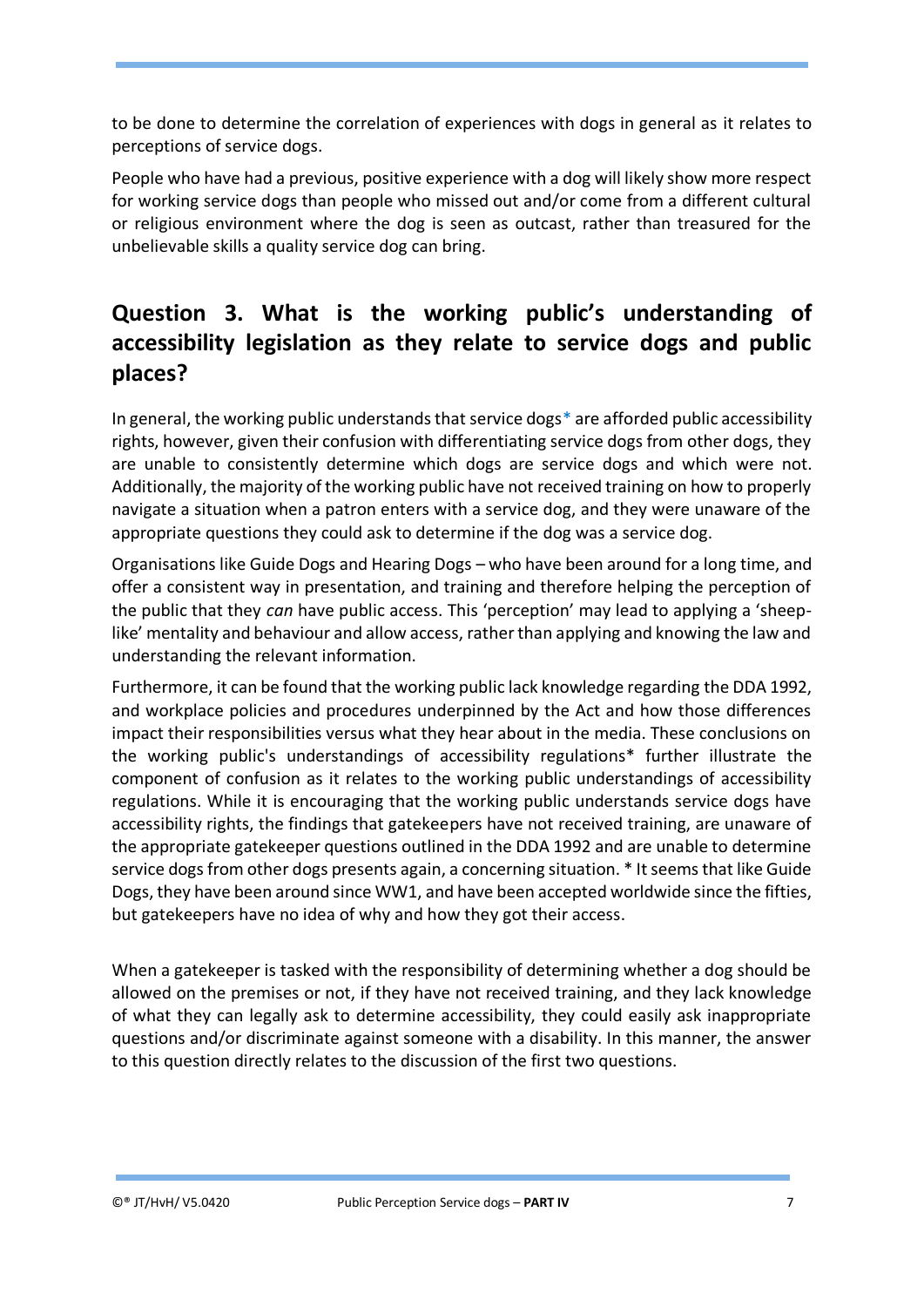to be done to determine the correlation of experiences with dogs in general as it relates to perceptions of service dogs.

People who have had a previous, positive experience with a dog will likely show more respect for working service dogs than people who missed out and/or come from a different cultural or religious environment where the dog is seen as outcast, rather than treasured for the unbelievable skills a quality service dog can bring.

## Question 3. What is the working public's understanding of accessibility legislation as they relate to service dogs and public places?

In general, the working public understands that service dogs* are afforded public accessibility rights, however, given their confusion with differentiating service dogs from other dogs, they are unable to consistently determine which dogs are service dogs and which were not. Additionally, the majority of the working public have not received training on how to properly navigate a situation when a patron enters with a service dog, and they were unaware of the appropriate questions they could ask to determine if the dog was a service dog.

Organisations like Guide Dogs and Hearing Dogs – who have been around for a long time, and offer a consistent way in presentation, and training and therefore helping the perception of the public that they *can* have public access. This 'perception' may lead to applying a 'sheep-like' mentality and behaviour and allow access, rather than applying and knowing the law and understanding the relevant information.

Furthermore, it can be found that the working public lack knowledge regarding the DDA 1992, and workplace policies and procedures underpinned by the Act and how those differences impact their responsibilities versus what they hear about in the media. These conclusions on the working public's understandings of accessibility regulations* further illustrate the component of confusion as it relates to the working public understandings of accessibility regulations. While it is encouraging that the working public understands service dogs have accessibility rights, the findings that gatekeepers have not received training, are unaware of the appropriate gatekeeper questions outlined in the DDA 1992 and are unable to determine service dogs from other dogs presents again, a concerning situation. * It seems that like Guide Dogs, they have been around since WW1, and have been accepted worldwide since the fifties, but gatekeepers have no idea of why and how they got their access.

When a gatekeeper is tasked with the responsibility of determining whether a dog should be allowed on the premises or not, if they have not received training, and they lack knowledge of what they can legally ask to determine accessibility, they could easily ask inappropriate questions and/or discriminate against someone with a disability. In this manner, the answer to this question directly relates to the discussion of the first two questions.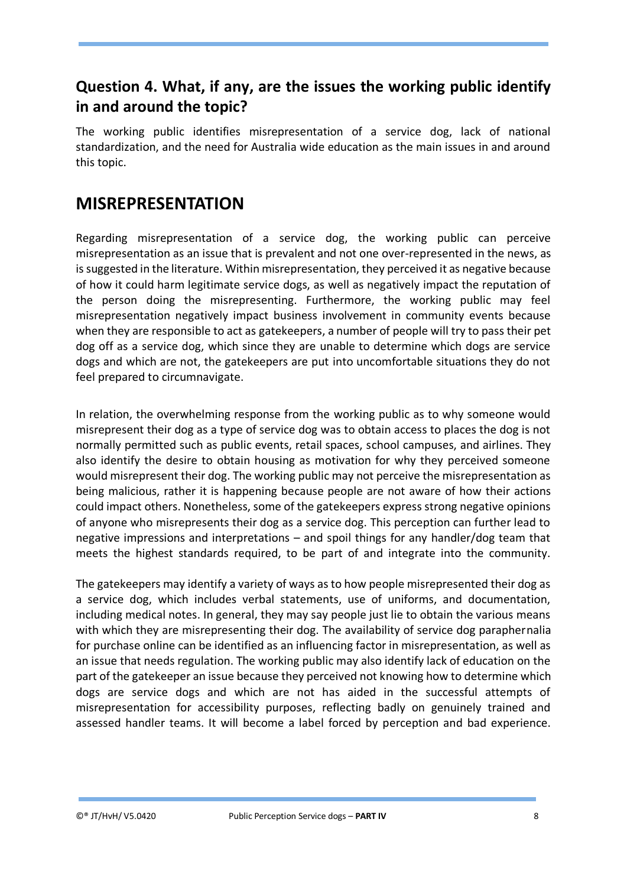## Question 4. What, if any, are the issues the working public identify in and around the topic?

The working public identifies misrepresentation of a service dog, lack of national standardization, and the need for Australia wide education as the main issues in and around this topic.

# MISREPRESENTATION

Regarding misrepresentation of a service dog, the working public can perceive misrepresentation as an issue that is prevalent and not one over-represented in the news, as is suggested in the literature. Within misrepresentation, they perceived it as negative because of how it could harm legitimate service dogs, as well as negatively impact the reputation of the person doing the misrepresenting. Furthermore, the working public may feel misrepresentation negatively impact business involvement in community events because when they are responsible to act as gatekeepers, a number of people will try to pass their pet dog off as a service dog, which since they are unable to determine which dogs are service dogs and which are not, the gatekeepers are put into uncomfortable situations they do not feel prepared to circumnavigate.

In relation, the overwhelming response from the working public as to why someone would misrepresent their dog as a type of service dog was to obtain access to places the dog is not normally permitted such as public events, retail spaces, school campuses, and airlines. They also identify the desire to obtain housing as motivation for why they perceived someone would misrepresent their dog. The working public may not perceive the misrepresentation as being malicious, rather it is happening because people are not aware of how their actions could impact others. Nonetheless, some of the gatekeepers express strong negative opinions of anyone who misrepresents their dog as a service dog. This perception can further lead to negative impressions and interpretations – and spoil things for any handler/dog team that meets the highest standards required, to be part of and integrate into the community.

The gatekeepers may identify a variety of ways as to how people misrepresented their dog as a service dog, which includes verbal statements, use of uniforms, and documentation, including medical notes. In general, they may say people just lie to obtain the various means with which they are misrepresenting their dog. The availability of service dog paraphernalia for purchase online can be identified as an influencing factor in misrepresentation, as well as an issue that needs regulation. The working public may also identify lack of education on the part of the gatekeeper an issue because they perceived not knowing how to determine which dogs are service dogs and which are not has aided in the successful attempts of misrepresentation for accessibility purposes, reflecting badly on genuinely trained and assessed handler teams. It will become a label forced by perception and bad experience.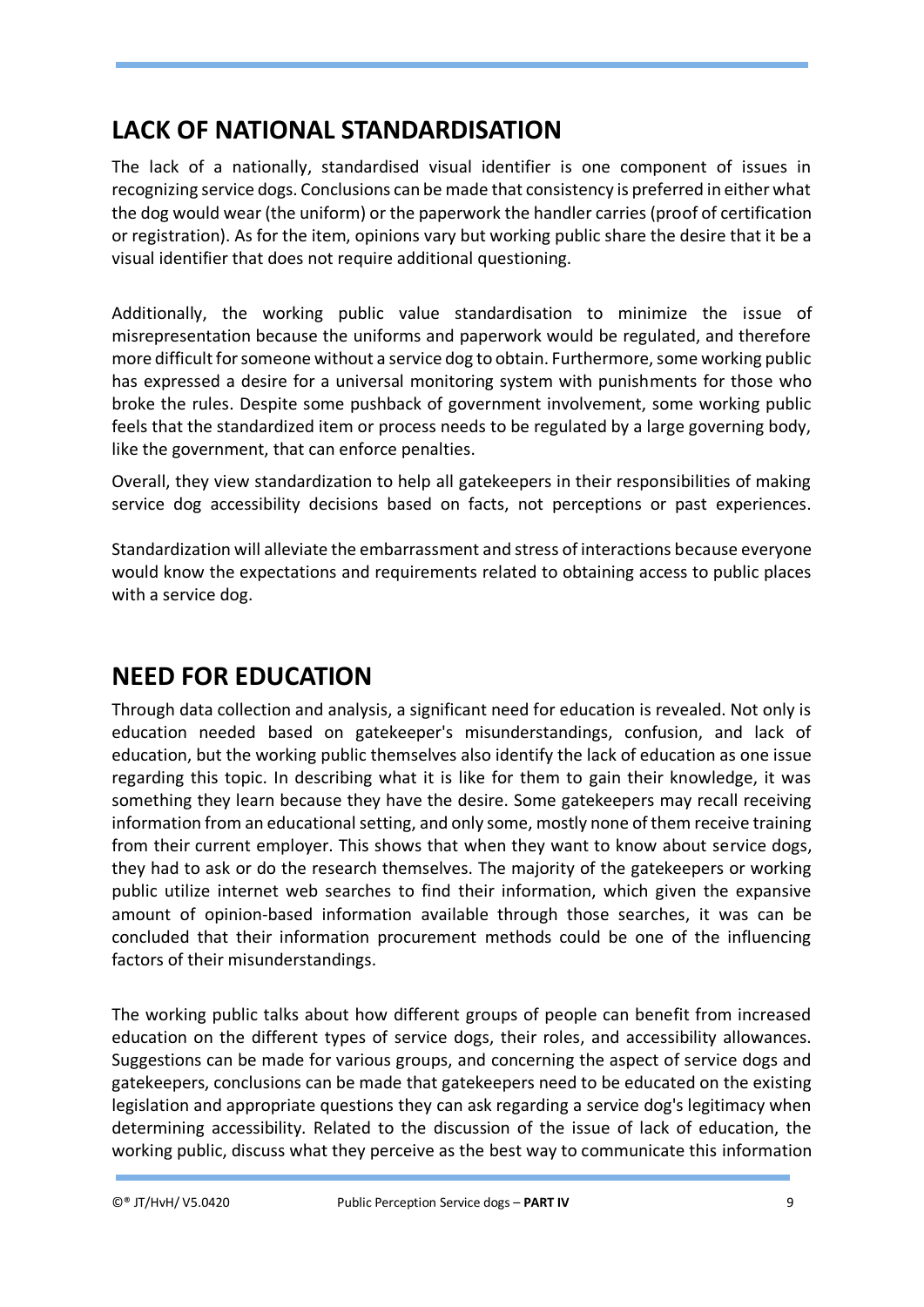## LACK OF NATIONAL STANDARDISATION

The lack of a nationally, standardised visual identifier is one component of issues in recognizing service dogs. Conclusions can be made that consistency is preferred in either what the dog would wear (the uniform) or the paperwork the handler carries (proof of certification or registration). As for the item, opinions vary but working public share the desire that it be a visual identifier that does not require additional questioning.

Additionally, the working public value standardisation to minimize the issue of misrepresentation because the uniforms and paperwork would be regulated, and therefore more difficult for someone without a service dog to obtain. Furthermore, some working public has expressed a desire for a universal monitoring system with punishments for those who broke the rules. Despite some pushback of government involvement, some working public feels that the standardized item or process needs to be regulated by a large governing body, like the government, that can enforce penalties.

Overall, they view standardization to help all gatekeepers in their responsibilities of making service dog accessibility decisions based on facts, not perceptions or past experiences.

Standardization will alleviate the embarrassment and stress of interactions because everyone would know the expectations and requirements related to obtaining access to public places with a service dog.

## NEED FOR EDUCATION

Through data collection and analysis, a significant need for education is revealed. Not only is education needed based on gatekeeper's misunderstandings, confusion, and lack of education, but the working public themselves also identify the lack of education as one issue regarding this topic. In describing what it is like for them to gain their knowledge, it was something they learn because they have the desire. Some gatekeepers may recall receiving information from an educational setting, and only some, mostly none of them receive training from their current employer. This shows that when they want to know about service dogs, they had to ask or do the research themselves. The majority of the gatekeepers or working public utilize internet web searches to find their information, which given the expansive amount of opinion-based information available through those searches, it was can be concluded that their information procurement methods could be one of the influencing factors of their misunderstandings.

The working public talks about how different groups of people can benefit from increased education on the different types of service dogs, their roles, and accessibility allowances. Suggestions can be made for various groups, and concerning the aspect of service dogs and gatekeepers, conclusions can be made that gatekeepers need to be educated on the existing legislation and appropriate questions they can ask regarding a service dog's legitimacy when determining accessibility. Related to the discussion of the issue of lack of education, the working public, discuss what they perceive as the best way to communicate this information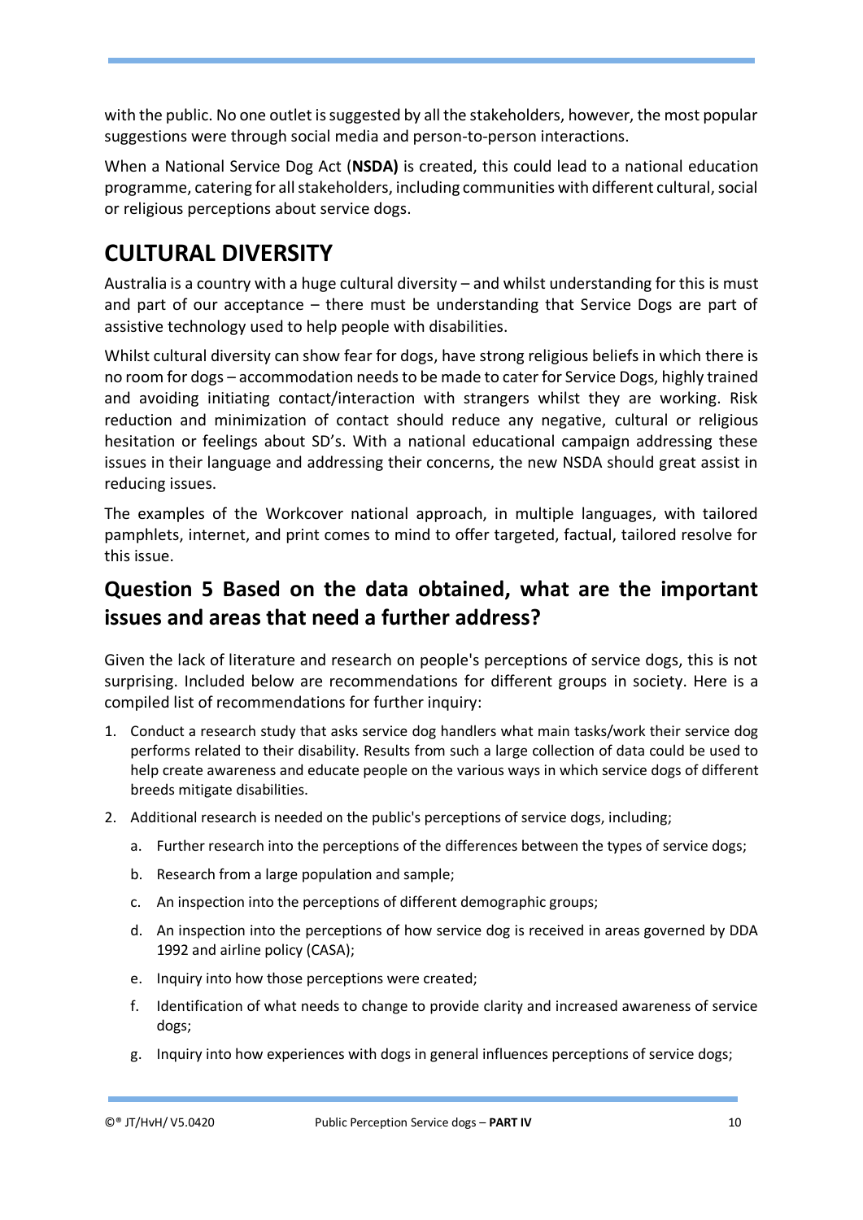with the public. No one outlet is suggested by all the stakeholders, however, the most popular suggestions were through social media and person-to-person interactions.

When a National Service Dog Act (**NSDA)** is created, this could lead to a national education programme, catering for all stakeholders, including communities with different cultural, social or religious perceptions about service dogs.

# CULTURAL DIVERSITY

Australia is a country with a huge cultural diversity – and whilst understanding for this is must and part of our acceptance – there must be understanding that Service Dogs are part of assistive technology used to help people with disabilities.

Whilst cultural diversity can show fear for dogs, have strong religious beliefs in which there is no room for dogs – accommodation needs to be made to cater for Service Dogs, highly trained and avoiding initiating contact/interaction with strangers whilst they are working. Risk reduction and minimization of contact should reduce any negative, cultural or religious hesitation or feelings about SD's. With a national educational campaign addressing these issues in their language and addressing their concerns, the new NSDA should great assist in reducing issues.

The examples of the Workcover national approach, in multiple languages, with tailored pamphlets, internet, and print comes to mind to offer targeted, factual, tailored resolve for this issue.

## Question 5 Based on the data obtained, what are the important issues and areas that need a further address?

Given the lack of literature and research on people's perceptions of service dogs, this is not surprising. Included below are recommendations for different groups in society. Here is a compiled list of recommendations for further inquiry:

1. Conduct a research study that asks service dog handlers what main tasks/work their service dog performs related to their disability. Results from such a large collection of data could be used to help create awareness and educate people on the various ways in which service dogs of different breeds mitigate disabilities.
2. Additional research is needed on the public's perceptions of service dogs, including;
   a. Further research into the perceptions of the differences between the types of service dogs;
   b. Research from a large population and sample;
   c. An inspection into the perceptions of different demographic groups;
   d. An inspection into the perceptions of how service dog is received in areas governed by DDA 1992 and airline policy (CASA);
   e. Inquiry into how those perceptions were created;
   f. Identification of what needs to change to provide clarity and increased awareness of service dogs;
   g. Inquiry into how experiences with dogs in general influences perceptions of service dogs;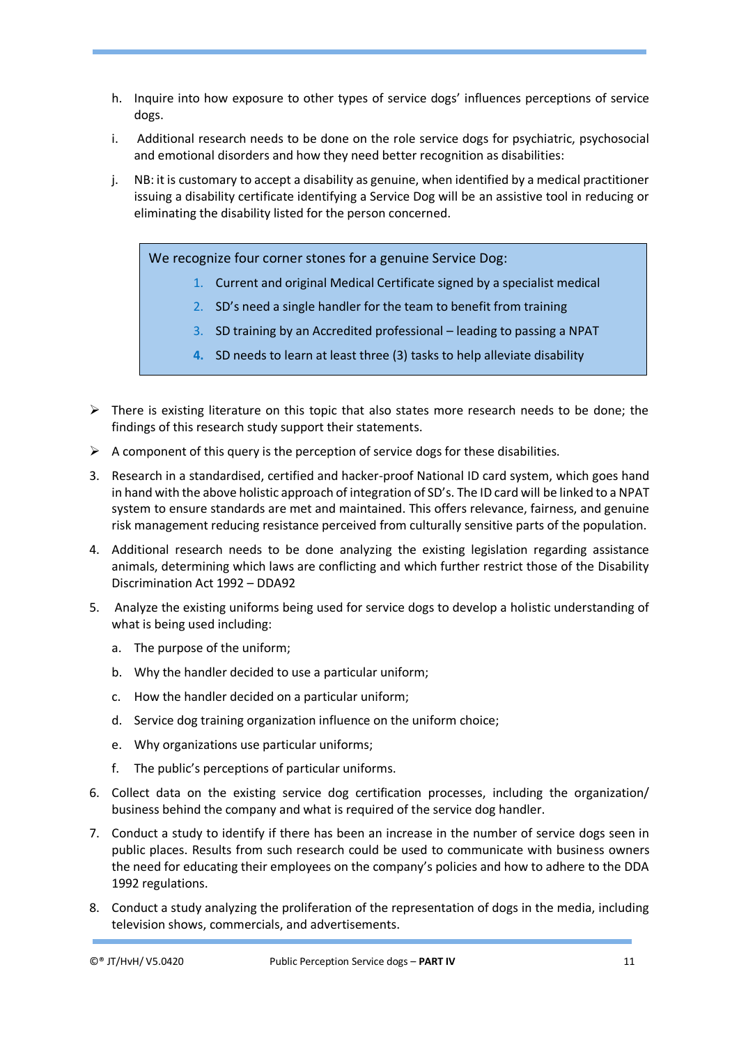h. Inquire into how exposure to other types of service dogs' influences perceptions of service dogs.

i. Additional research needs to be done on the role service dogs for psychiatric, psychosocial and emotional disorders and how they need better recognition as disabilities:

j. NB: it is customary to accept a disability as genuine, when identified by a medical practitioner issuing a disability certificate identifying a Service Dog will be an assistive tool in reducing or eliminating the disability listed for the person concerned.

> We recognize four corner stones for a genuine Service Dog:
>
> 1. Current and original Medical Certificate signed by a specialist medical
> 2. SD's need a single handler for the team to benefit from training
> 3. SD training by an Accredited professional – leading to passing a NPAT
> 4. SD needs to learn at least three (3) tasks to help alleviate disability

- There is existing literature on this topic that also states more research needs to be done; the findings of this research study support their statements.
- A component of this query is the perception of service dogs for these disabilities.

3. Research in a standardised, certified and hacker-proof National ID card system, which goes hand in hand with the above holistic approach of integration of SD's. The ID card will be linked to a NPAT system to ensure standards are met and maintained. This offers relevance, fairness, and genuine risk management reducing resistance perceived from culturally sensitive parts of the population.
4. Additional research needs to be done analyzing the existing legislation regarding assistance animals, determining which laws are conflicting and which further restrict those of the Disability Discrimination Act 1992 – DDA92
5. Analyze the existing uniforms being used for service dogs to develop a holistic understanding of what is being used including:
   a. The purpose of the uniform;
   b. Why the handler decided to use a particular uniform;
   c. How the handler decided on a particular uniform;
   d. Service dog training organization influence on the uniform choice;
   e. Why organizations use particular uniforms;
   f. The public's perceptions of particular uniforms.
6. Collect data on the existing service dog certification processes, including the organization/ business behind the company and what is required of the service dog handler.
7. Conduct a study to identify if there has been an increase in the number of service dogs seen in public places. Results from such research could be used to communicate with business owners the need for educating their employees on the company's policies and how to adhere to the DDA 1992 regulations.
8. Conduct a study analyzing the proliferation of the representation of dogs in the media, including television shows, commercials, and advertisements.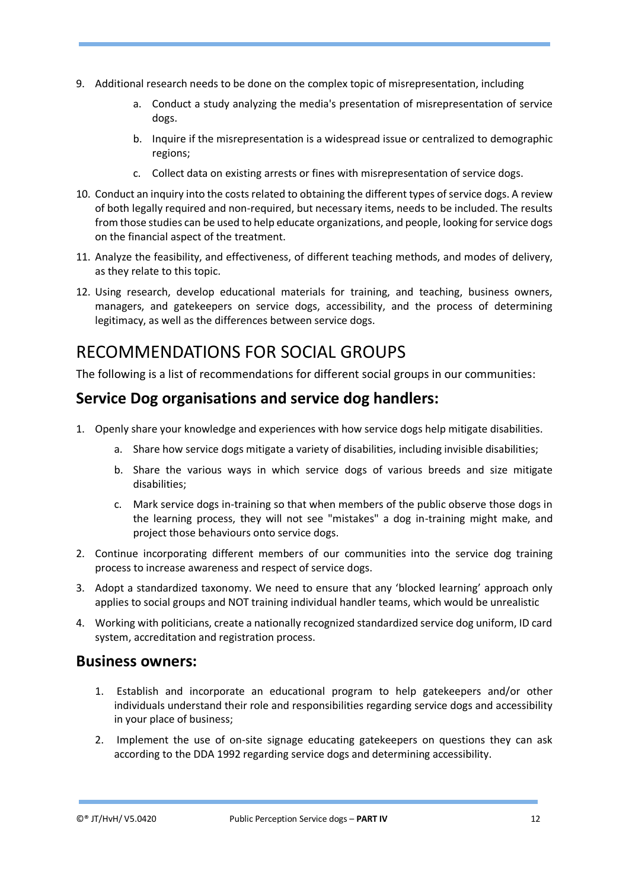9. Additional research needs to be done on the complex topic of misrepresentation, including
    a. Conduct a study analyzing the media's presentation of misrepresentation of service dogs.
    b. Inquire if the misrepresentation is a widespread issue or centralized to demographic regions;
    c. Collect data on existing arrests or fines with misrepresentation of service dogs.
10. Conduct an inquiry into the costs related to obtaining the different types of service dogs. A review of both legally required and non-required, but necessary items, needs to be included. The results from those studies can be used to help educate organizations, and people, looking for service dogs on the financial aspect of the treatment.
11. Analyze the feasibility, and effectiveness, of different teaching methods, and modes of delivery, as they relate to this topic.
12. Using research, develop educational materials for training, and teaching, business owners, managers, and gatekeepers on service dogs, accessibility, and the process of determining legitimacy, as well as the differences between service dogs.

# RECOMMENDATIONS FOR SOCIAL GROUPS

The following is a list of recommendations for different social groups in our communities:

## Service Dog organisations and service dog handlers:

1. Openly share your knowledge and experiences with how service dogs help mitigate disabilities.
    a. Share how service dogs mitigate a variety of disabilities, including invisible disabilities;
    b. Share the various ways in which service dogs of various breeds and size mitigate disabilities;
    c. Mark service dogs in-training so that when members of the public observe those dogs in the learning process, they will not see "mistakes" a dog in-training might make, and project those behaviours onto service dogs.
2. Continue incorporating different members of our communities into the service dog training process to increase awareness and respect of service dogs.
3. Adopt a standardized taxonomy. We need to ensure that any 'blocked learning' approach only applies to social groups and NOT training individual handler teams, which would be unrealistic
4. Working with politicians, create a nationally recognized standardized service dog uniform, ID card system, accreditation and registration process.

## Business owners:

1. Establish and incorporate an educational program to help gatekeepers and/or other individuals understand their role and responsibilities regarding service dogs and accessibility in your place of business;
2. Implement the use of on-site signage educating gatekeepers on questions they can ask according to the DDA 1992 regarding service dogs and determining accessibility.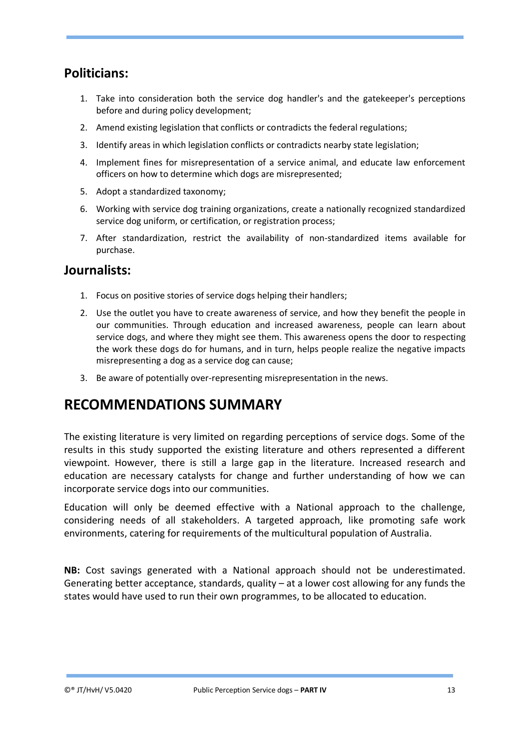## Politicians:

1. Take into consideration both the service dog handler's and the gatekeeper's perceptions before and during policy development;
2. Amend existing legislation that conflicts or contradicts the federal regulations;
3. Identify areas in which legislation conflicts or contradicts nearby state legislation;
4. Implement fines for misrepresentation of a service animal, and educate law enforcement officers on how to determine which dogs are misrepresented;
5. Adopt a standardized taxonomy;
6. Working with service dog training organizations, create a nationally recognized standardized service dog uniform, or certification, or registration process;
7. After standardization, restrict the availability of non-standardized items available for purchase.

## Journalists:

1. Focus on positive stories of service dogs helping their handlers;
2. Use the outlet you have to create awareness of service, and how they benefit the people in our communities. Through education and increased awareness, people can learn about service dogs, and where they might see them. This awareness opens the door to respecting the work these dogs do for humans, and in turn, helps people realize the negative impacts misrepresenting a dog as a service dog can cause;
3. Be aware of potentially over-representing misrepresentation in the news.

# RECOMMENDATIONS SUMMARY

The existing literature is very limited on regarding perceptions of service dogs. Some of the results in this study supported the existing literature and others represented a different viewpoint. However, there is still a large gap in the literature. Increased research and education are necessary catalysts for change and further understanding of how we can incorporate service dogs into our communities.

Education will only be deemed effective with a National approach to the challenge, considering needs of all stakeholders. A targeted approach, like promoting safe work environments, catering for requirements of the multicultural population of Australia.

**NB:** Cost savings generated with a National approach should not be underestimated. Generating better acceptance, standards, quality – at a lower cost allowing for any funds the states would have used to run their own programmes, to be allocated to education.